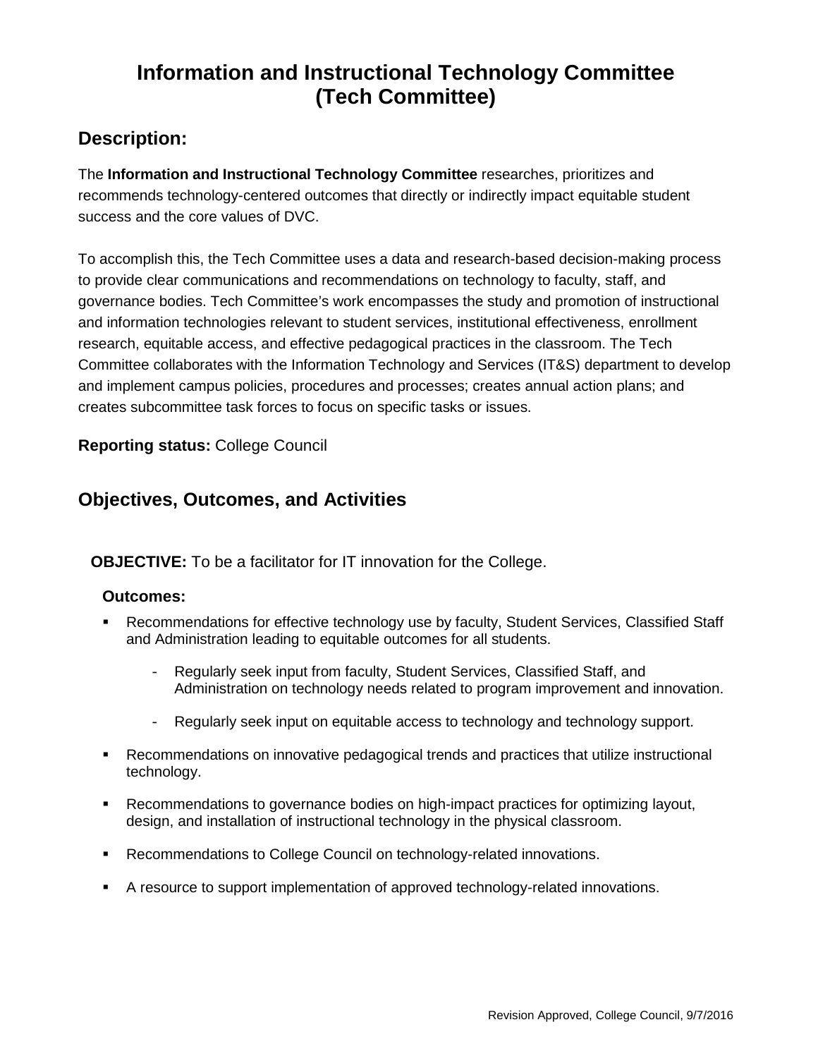# Information and Instructional Technology Committee (Tech Committee)

## Description:

The **Information and Instructional Technology Committee** researches, prioritizes and recommends technology-centered outcomes that directly or indirectly impact equitable student success and the core values of DVC.

To accomplish this, the Tech Committee uses a data and research-based decision-making process to provide clear communications and recommendations on technology to faculty, staff, and governance bodies. Tech Committee's work encompasses the study and promotion of instructional and information technologies relevant to student services, institutional effectiveness, enrollment research, equitable access, and effective pedagogical practices in the classroom. The Tech Committee collaborates with the Information Technology and Services (IT&S) department to develop and implement campus policies, procedures and processes; creates annual action plans; and creates subcommittee task forces to focus on specific tasks or issues.

**Reporting status:** College Council

## Objectives, Outcomes, and Activities

**OBJECTIVE:** To be a facilitator for IT innovation for the College.

**Outcomes:**

- Recommendations for effective technology use by faculty, Student Services, Classified Staff and Administration leading to equitable outcomes for all students.
    - Regularly seek input from faculty, Student Services, Classified Staff, and Administration on technology needs related to program improvement and innovation.
    - Regularly seek input on equitable access to technology and technology support.
- Recommendations on innovative pedagogical trends and practices that utilize instructional technology.
- Recommendations to governance bodies on high-impact practices for optimizing layout, design, and installation of instructional technology in the physical classroom.
- Recommendations to College Council on technology-related innovations.
- A resource to support implementation of approved technology-related innovations.

Revision Approved, College Council, 9/7/2016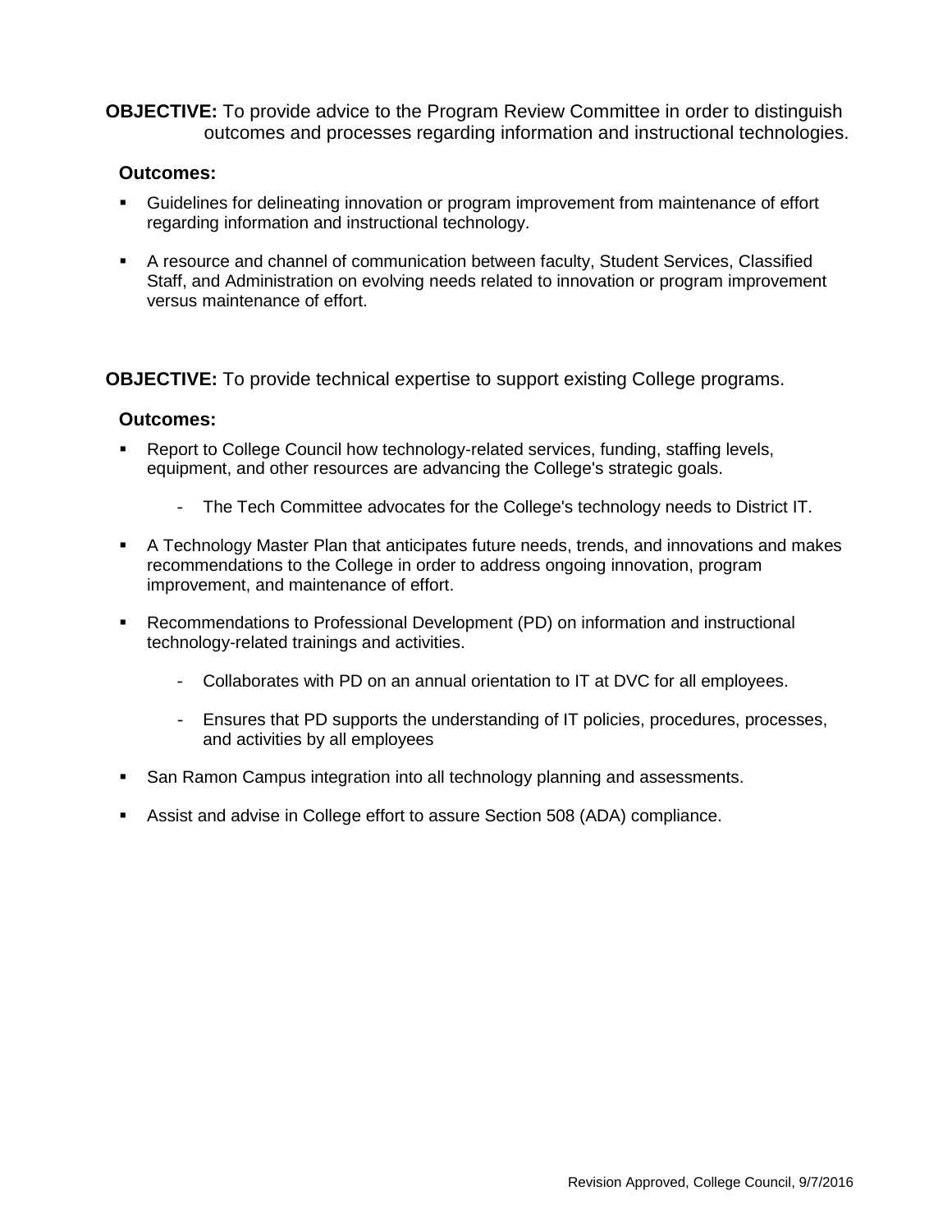**OBJECTIVE:** To provide advice to the Program Review Committee in order to distinguish outcomes and processes regarding information and instructional technologies.

**Outcomes:**

- Guidelines for delineating innovation or program improvement from maintenance of effort regarding information and instructional technology.
- A resource and channel of communication between faculty, Student Services, Classified Staff, and Administration on evolving needs related to innovation or program improvement versus maintenance of effort.

**OBJECTIVE:** To provide technical expertise to support existing College programs.

**Outcomes:**

- Report to College Council how technology-related services, funding, staffing levels, equipment, and other resources are advancing the College's strategic goals.
  - The Tech Committee advocates for the College's technology needs to District IT.
- A Technology Master Plan that anticipates future needs, trends, and innovations and makes recommendations to the College in order to address ongoing innovation, program improvement, and maintenance of effort.
- Recommendations to Professional Development (PD) on information and instructional technology-related trainings and activities.
  - Collaborates with PD on an annual orientation to IT at DVC for all employees.
  - Ensures that PD supports the understanding of IT policies, procedures, processes, and activities by all employees
- San Ramon Campus integration into all technology planning and assessments.
- Assist and advise in College effort to assure Section 508 (ADA) compliance.

Revision Approved, College Council, 9/7/2016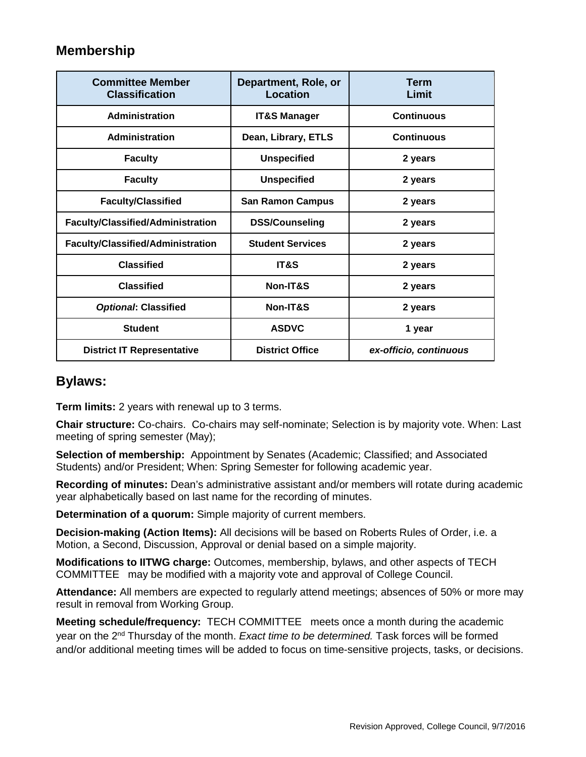## Membership

| Committee Member Classification | Department, Role, or Location | Term Limit |
| --- | --- | --- |
| **Administration** | **IT&S Manager** | **Continuous** |
| **Administration** | **Dean, Library, ETLS** | **Continuous** |
| **Faculty** | **Unspecified** | **2 years** |
| **Faculty** | **Unspecified** | **2 years** |
| **Faculty/Classified** | **San Ramon Campus** | **2 years** |
| **Faculty/Classified/Administration** | **DSS/Counseling** | **2 years** |
| **Faculty/Classified/Administration** | **Student Services** | **2 years** |
| **Classified** | **IT&S** | **2 years** |
| **Classified** | **Non-IT&S** | **2 years** |
| ***Optional*: Classified** | **Non-IT&S** | **2 years** |
| **Student** | **ASDVC** | **1 year** |
| **District IT Representative** | **District Office** | ***ex-officio, continuous*** |

## Bylaws:

**Term limits:** 2 years with renewal up to 3 terms.

**Chair structure:** Co-chairs. Co-chairs may self-nominate; Selection is by majority vote. When: Last meeting of spring semester (May);

**Selection of membership:** Appointment by Senates (Academic; Classified; and Associated Students) and/or President; When: Spring Semester for following academic year.

**Recording of minutes:** Dean's administrative assistant and/or members will rotate during academic year alphabetically based on last name for the recording of minutes.

**Determination of a quorum:** Simple majority of current members.

**Decision-making (Action Items):** All decisions will be based on Roberts Rules of Order, i.e. a Motion, a Second, Discussion, Approval or denial based on a simple majority.

**Modifications to IITWG charge:** Outcomes, membership, bylaws, and other aspects of TECH COMMITTEE may be modified with a majority vote and approval of College Council.

**Attendance:** All members are expected to regularly attend meetings; absences of 50% or more may result in removal from Working Group.

**Meeting schedule/frequency:** TECH COMMITTEE meets once a month during the academic year on the 2nd Thursday of the month. *Exact time to be determined.* Task forces will be formed and/or additional meeting times will be added to focus on time-sensitive projects, tasks, or decisions.

Revision Approved, College Council, 9/7/2016